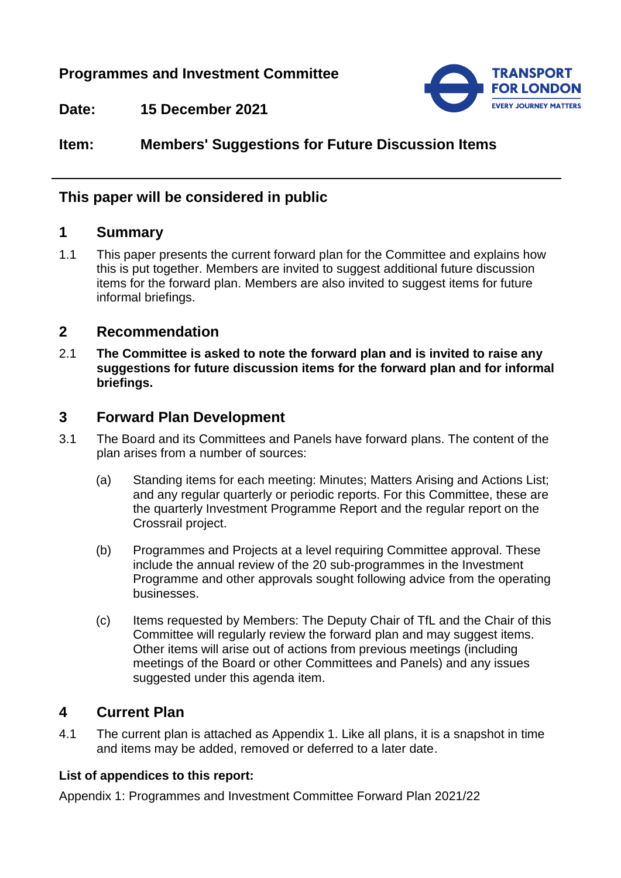**Programmes and Investment Committee**

**Date:** **15 December 2021**

**Item:** **Members' Suggestions for Future Discussion Items**

---

## This paper will be considered in public

## 1 Summary

1.1 This paper presents the current forward plan for the Committee and explains how this is put together. Members are invited to suggest additional future discussion items for the forward plan. Members are also invited to suggest items for future informal briefings.

## 2 Recommendation

2.1 **The Committee is asked to note the forward plan and is invited to raise any suggestions for future discussion items for the forward plan and for informal briefings.**

## 3 Forward Plan Development

3.1 The Board and its Committees and Panels have forward plans. The content of the plan arises from a number of sources:

(a) Standing items for each meeting: Minutes; Matters Arising and Actions List; and any regular quarterly or periodic reports. For this Committee, these are the quarterly Investment Programme Report and the regular report on the Crossrail project.

(b) Programmes and Projects at a level requiring Committee approval. These include the annual review of the 20 sub-programmes in the Investment Programme and other approvals sought following advice from the operating businesses.

(c) Items requested by Members: The Deputy Chair of TfL and the Chair of this Committee will regularly review the forward plan and may suggest items. Other items will arise out of actions from previous meetings (including meetings of the Board or other Committees and Panels) and any issues suggested under this agenda item.

## 4 Current Plan

4.1 The current plan is attached as Appendix 1. Like all plans, it is a snapshot in time and items may be added, removed or deferred to a later date.

**List of appendices to this report:**

Appendix 1: Programmes and Investment Committee Forward Plan 2021/22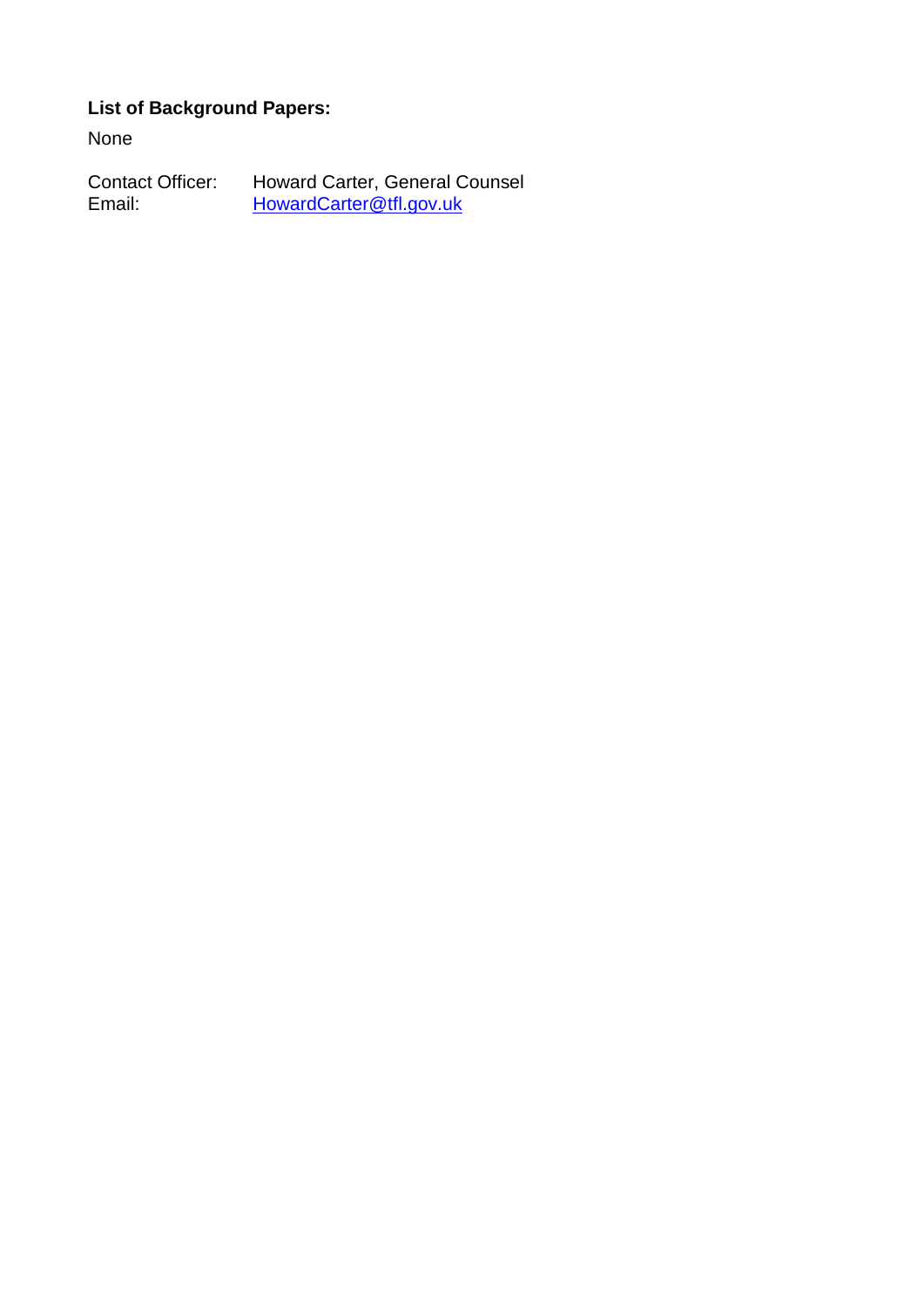**List of Background Papers:**

None

Contact Officer: Howard Carter, General Counsel
Email: HowardCarter@tfl.gov.uk